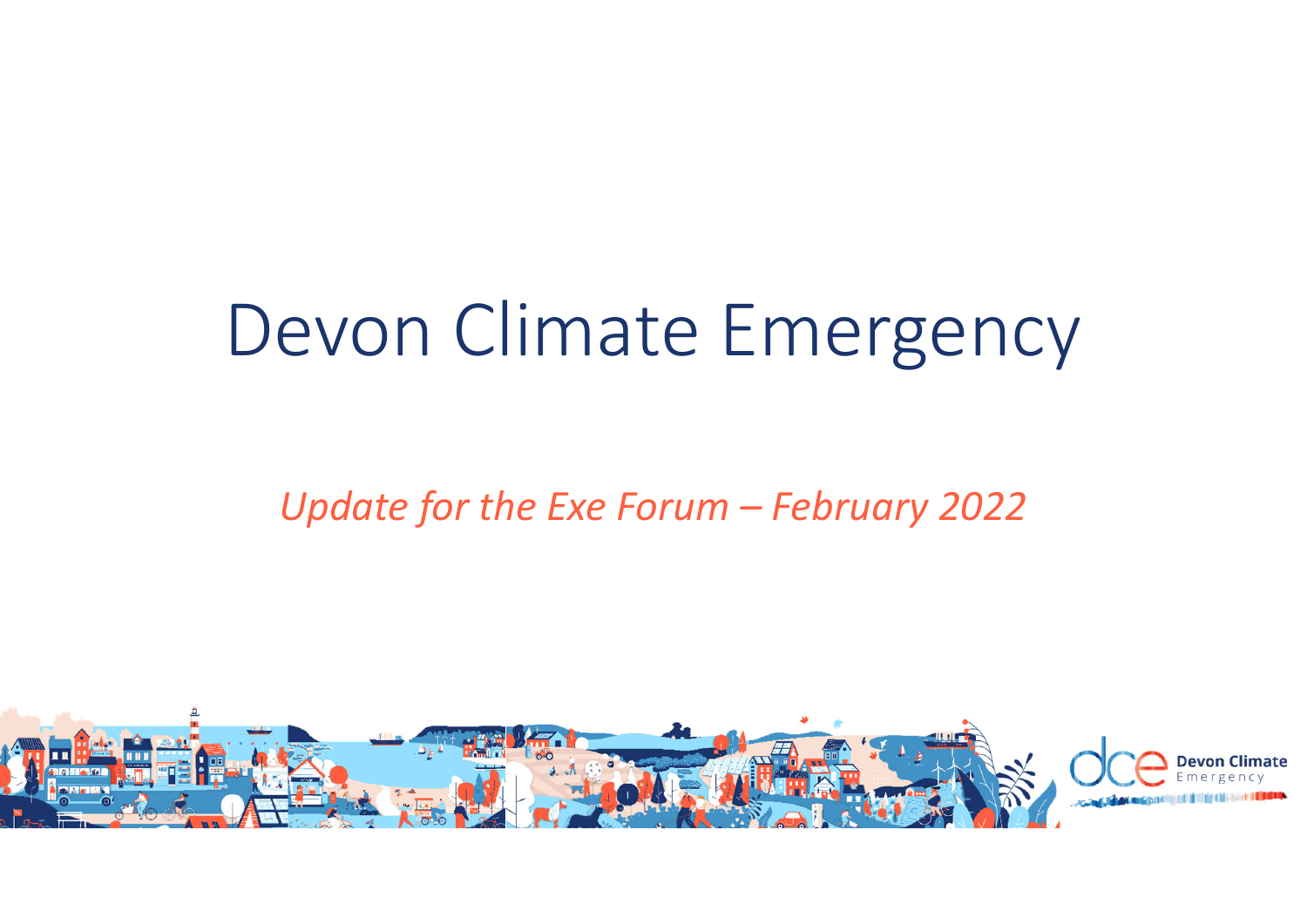# Devon Climate Emergency

*Update for the Exe Forum – February 2022*

Devon Climate Emergency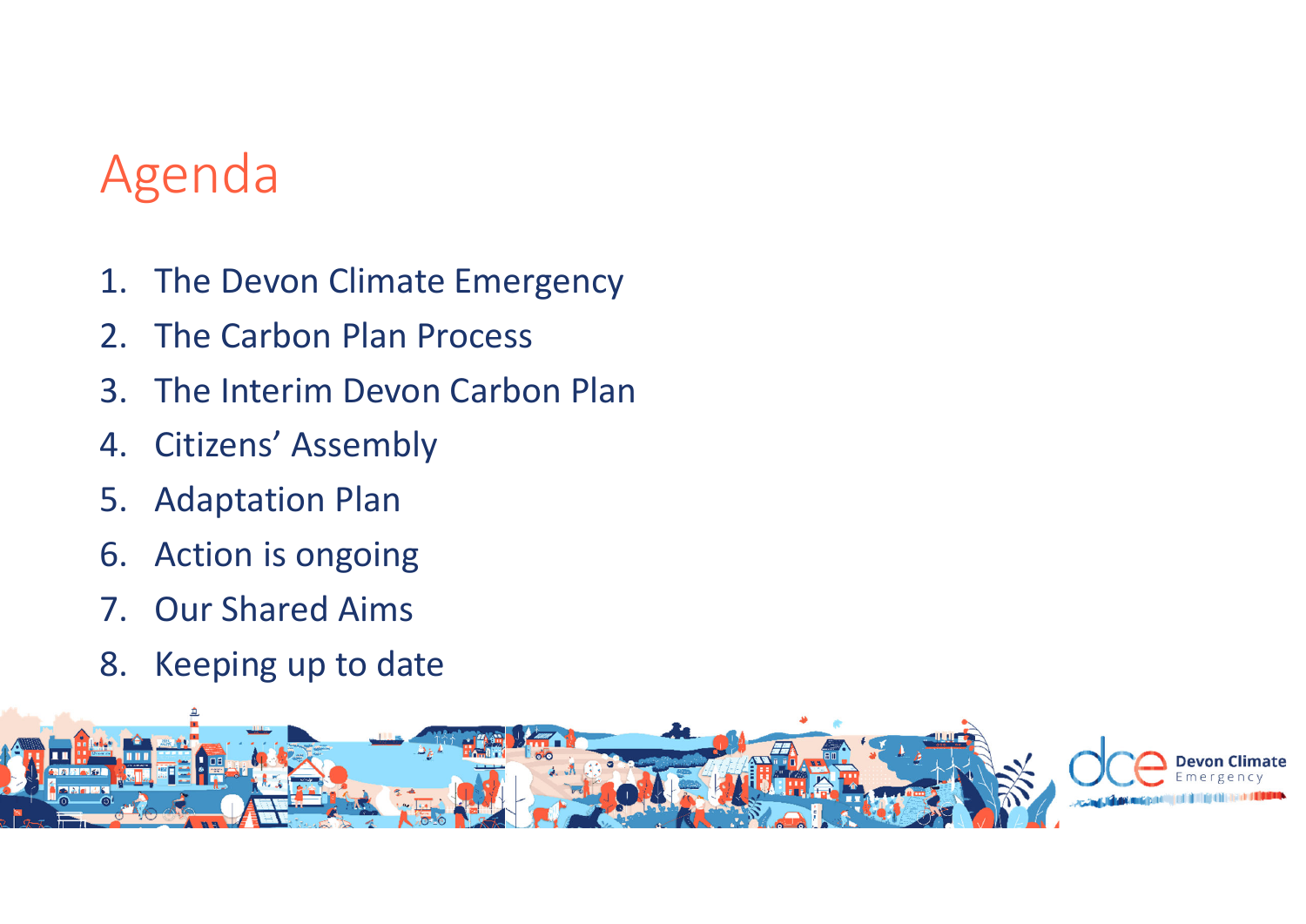# Agenda

1. The Devon Climate Emergency
2. The Carbon Plan Process
3. The Interim Devon Carbon Plan
4. Citizens' Assembly
5. Adaptation Plan
6. Action is ongoing
7. Our Shared Aims
8. Keeping up to date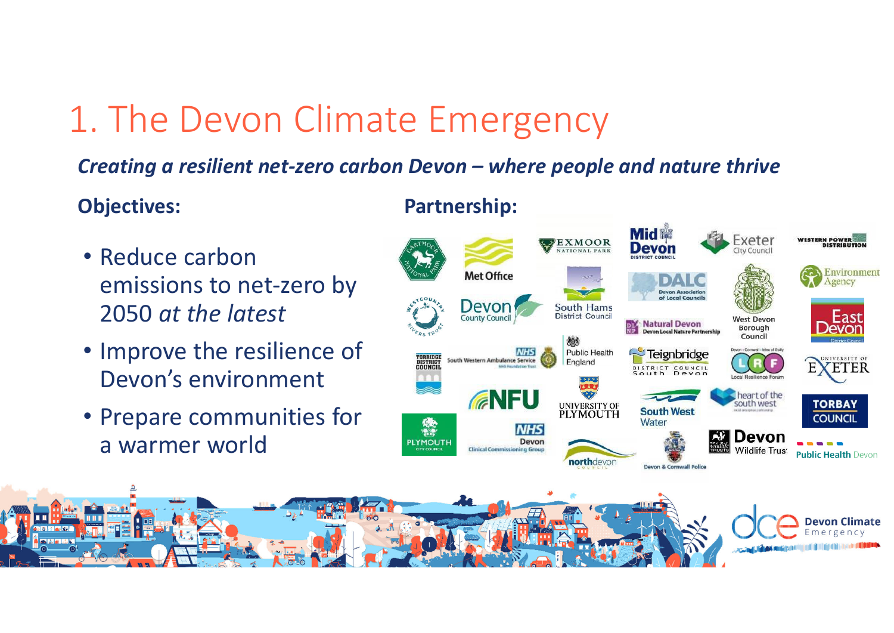# 1. The Devon Climate Emergency

***Creating a resilient net-zero carbon Devon – where people and nature thrive***

**Objectives:**

- Reduce carbon emissions to net-zero by 2050 *at the latest*
- Improve the resilience of Devon's environment
- Prepare communities for a warmer world

**Partnership:**

Dartmoor National Park, Met Office, Exmoor National Park, Mid Devon District Council, Exeter City Council, Western Power Distribution, Westcountry Rivers Trust, Devon County Council, South Hams District Council, DALC Devon Association of Local Councils, West Devon Borough Council, Environment Agency, Natural Devon Devon Local Nature Partnership, East Devon District Council, Torridge District Council, South Western Ambulance Service NHS Foundation Trust, Public Health England, Teignbridge District Council South Devon, Local Resilience Forum, University of Exeter, NFU, University of Plymouth, South West Water, heart of the south west, Torbay Council, Plymouth City Council, NHS Devon Clinical Commissioning Group, northdevon council, Devon & Cornwall Police, Devon Wildlife Trust, Public Health Devon

Devon Climate Emergency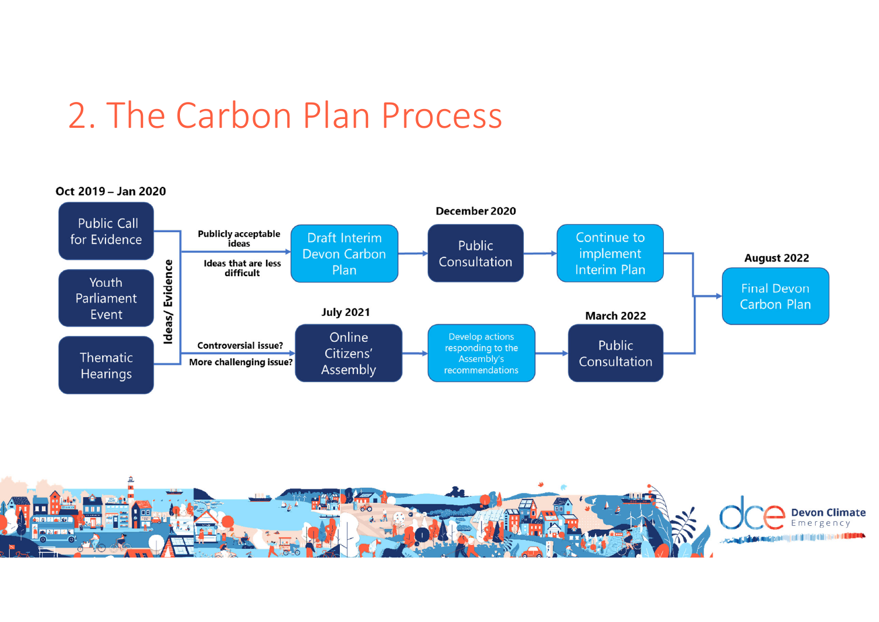# 2. The Carbon Plan Process

**Oct 2019 – Jan 2020**

- Public Call for Evidence
- Youth Parliament Event
- Thematic Hearings

**Ideas/ Evidence**

**Publicly acceptable ideas**
**Ideas that are less difficult**

→ Draft Interim Devon Carbon Plan → **December 2020** Public Consultation → Continue to implement Interim Plan → **August 2022** Final Devon Carbon Plan

**Controversial issue?**
**More challenging issue?**

→ **July 2021** Online Citizens' Assembly → Develop actions responding to the Assembly's recommendations → **March 2022** Public Consultation → **August 2022** Final Devon Carbon Plan

dce Devon Climate Emergency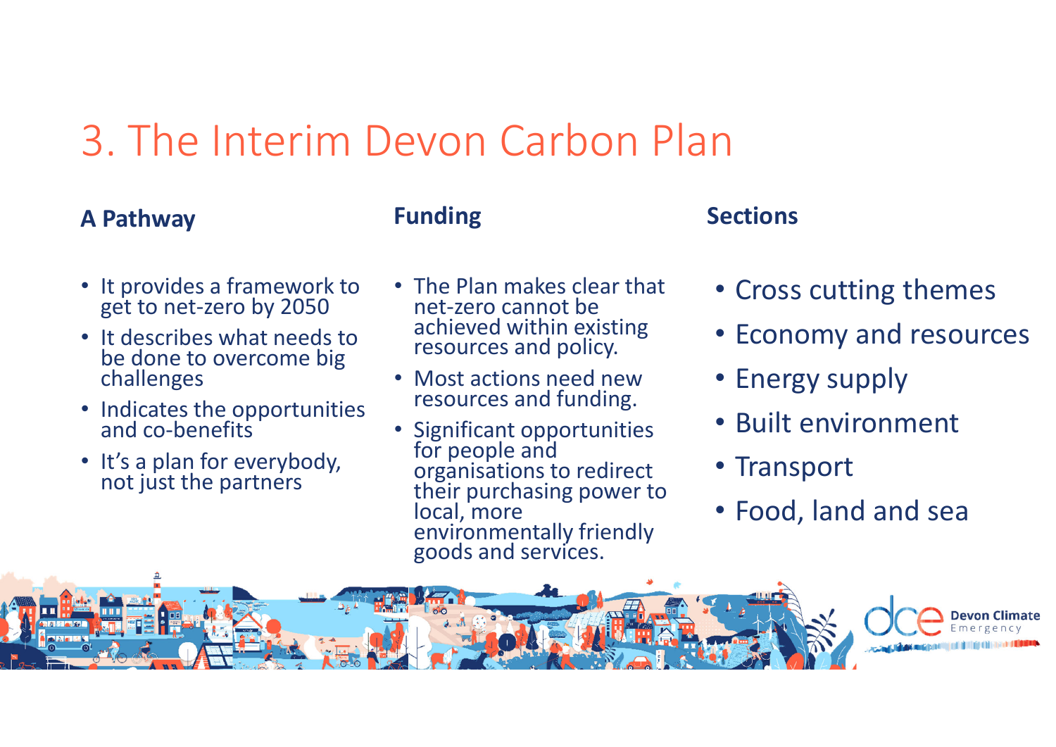# 3. The Interim Devon Carbon Plan

### A Pathway

- It provides a framework to get to net-zero by 2050
- It describes what needs to be done to overcome big challenges
- Indicates the opportunities and co-benefits
- It's a plan for everybody, not just the partners

### Funding

- The Plan makes clear that net-zero cannot be achieved within existing resources and policy.
- Most actions need new resources and funding.
- Significant opportunities for people and organisations to redirect their purchasing power to local, more environmentally friendly goods and services.

### Sections

- Cross cutting themes
- Economy and resources
- Energy supply
- Built environment
- Transport
- Food, land and sea

dce Devon Climate Emergency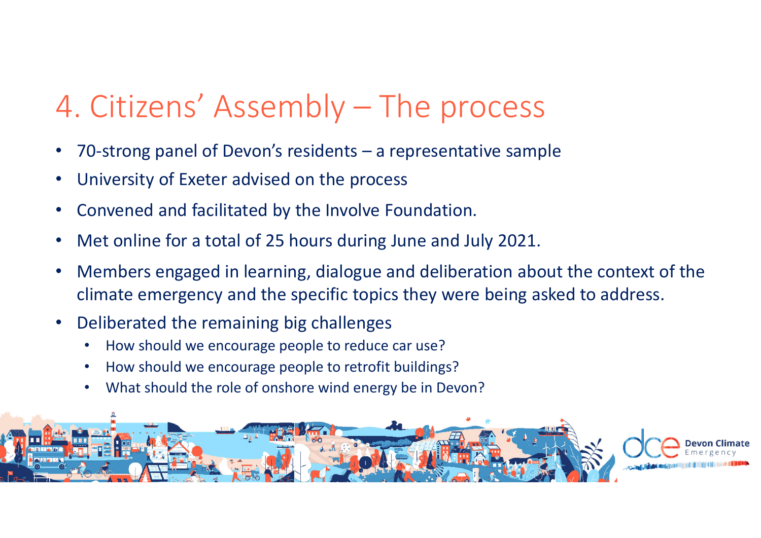# 4. Citizens' Assembly – The process

- 70-strong panel of Devon's residents – a representative sample
- University of Exeter advised on the process
- Convened and facilitated by the Involve Foundation.
- Met online for a total of 25 hours during June and July 2021.
- Members engaged in learning, dialogue and deliberation about the context of the climate emergency and the specific topics they were being asked to address.
- Deliberated the remaining big challenges
  - How should we encourage people to reduce car use?
  - How should we encourage people to retrofit buildings?
  - What should the role of onshore wind energy be in Devon?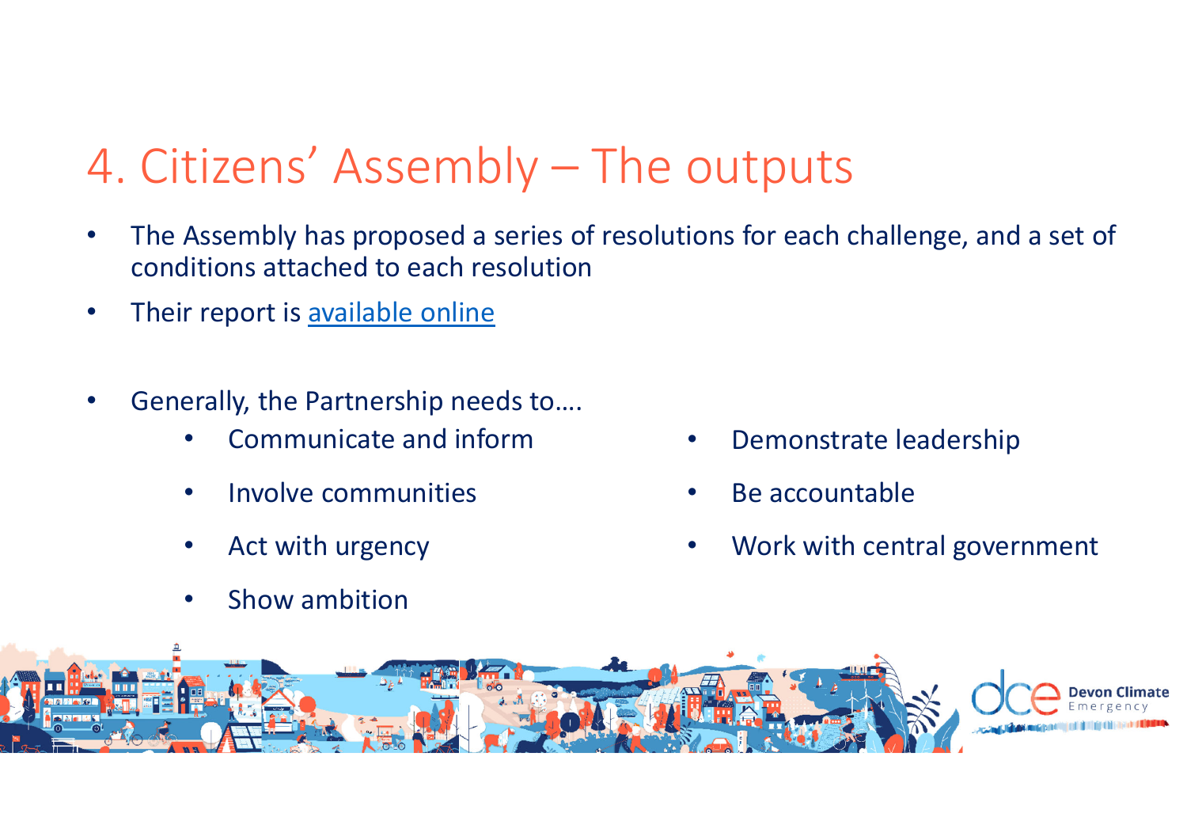# 4. Citizens' Assembly – The outputs

- The Assembly has proposed a series of resolutions for each challenge, and a set of conditions attached to each resolution
- Their report is [available online]()

- Generally, the Partnership needs to….
  - Communicate and inform
  - Involve communities
  - Act with urgency
  - Show ambition
  - Demonstrate leadership
  - Be accountable
  - Work with central government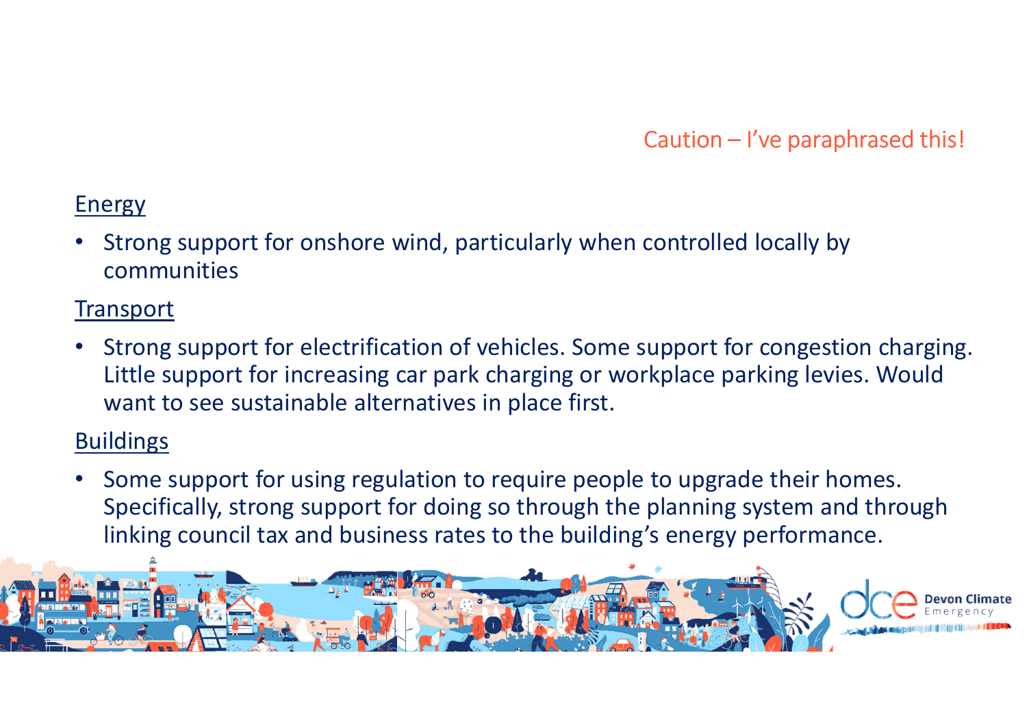Caution – I've paraphrased this!

<u>Energy</u>

- Strong support for onshore wind, particularly when controlled locally by communities

<u>Transport</u>

- Strong support for electrification of vehicles. Some support for congestion charging. Little support for increasing car park charging or workplace parking levies. Would want to see sustainable alternatives in place first.

<u>Buildings</u>

- Some support for using regulation to require people to upgrade their homes. Specifically, strong support for doing so through the planning system and through linking council tax and business rates to the building's energy performance.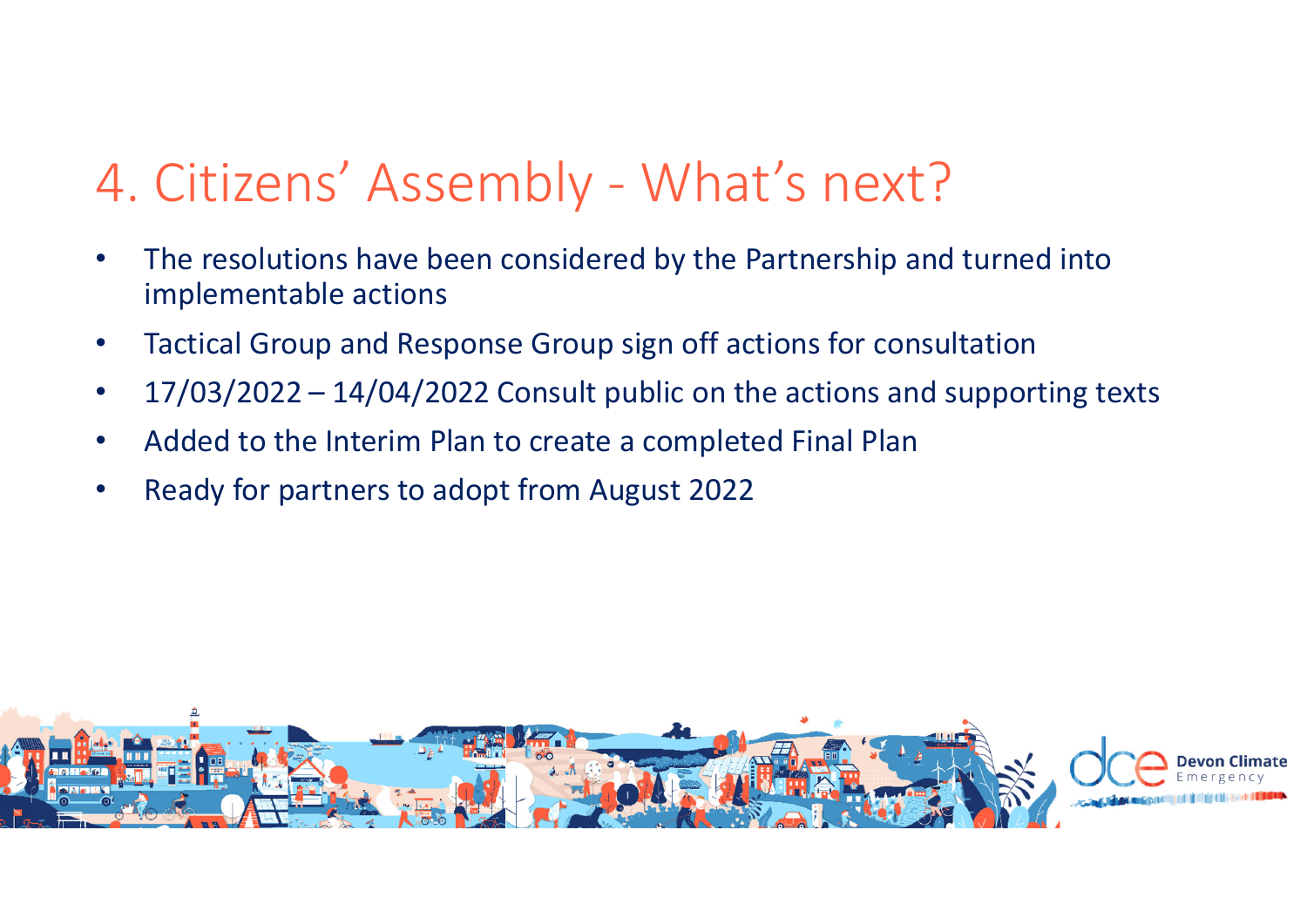# 4. Citizens' Assembly - What's next?

- The resolutions have been considered by the Partnership and turned into implementable actions
- Tactical Group and Response Group sign off actions for consultation
- 17/03/2022 – 14/04/2022 Consult public on the actions and supporting texts
- Added to the Interim Plan to create a completed Final Plan
- Ready for partners to adopt from August 2022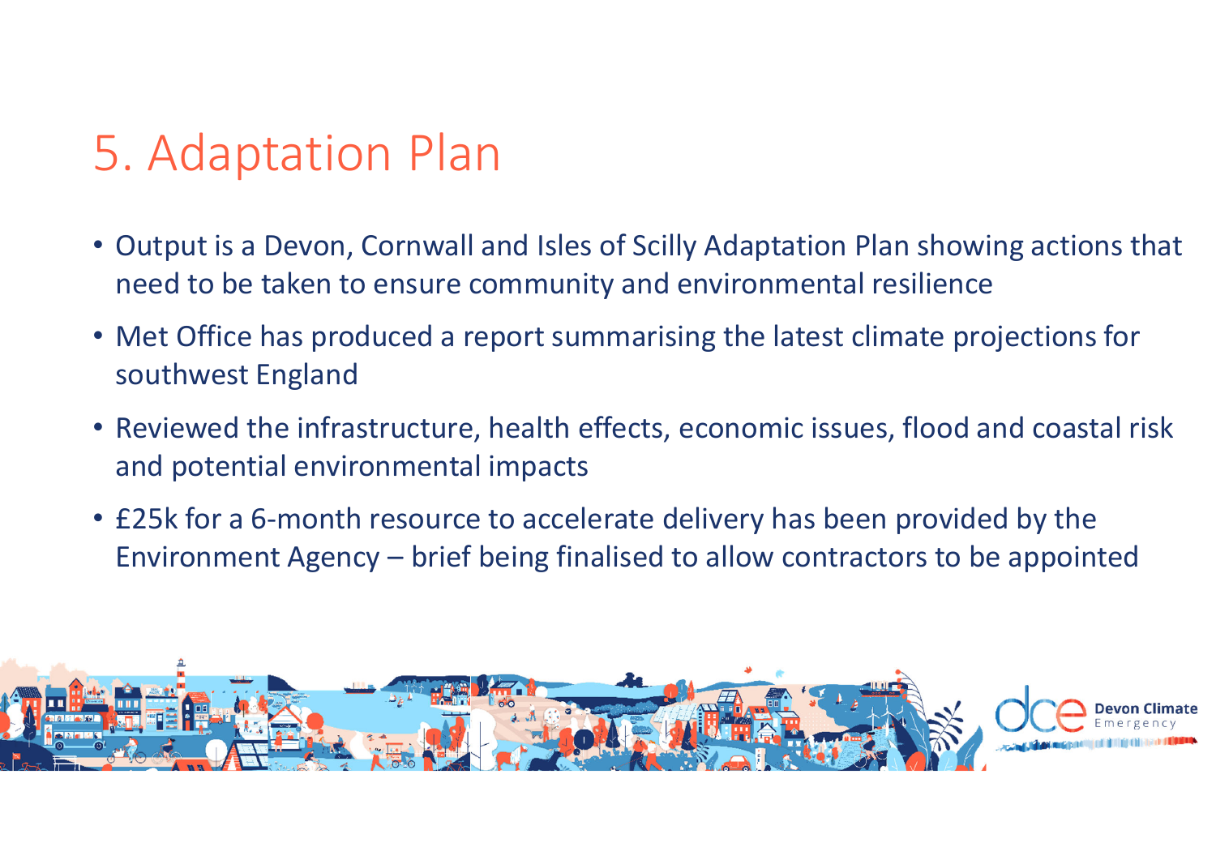# 5. Adaptation Plan

- Output is a Devon, Cornwall and Isles of Scilly Adaptation Plan showing actions that need to be taken to ensure community and environmental resilience
- Met Office has produced a report summarising the latest climate projections for southwest England
- Reviewed the infrastructure, health effects, economic issues, flood and coastal risk and potential environmental impacts
- £25k for a 6-month resource to accelerate delivery has been provided by the Environment Agency – brief being finalised to allow contractors to be appointed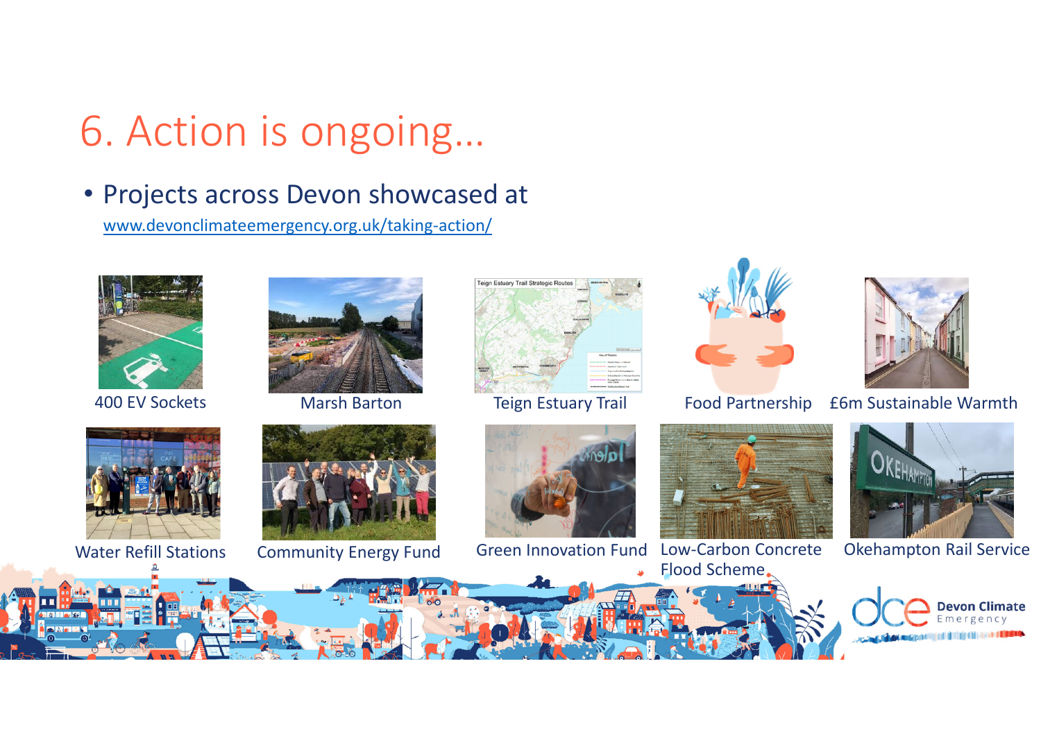# 6. Action is ongoing...

- Projects across Devon showcased at
  www.devonclimateemergency.org.uk/taking-action/

400 EV Sockets

Marsh Barton

Teign Estuary Trail

Food Partnership

£6m Sustainable Warmth

Water Refill Stations

Community Energy Fund

Green Innovation Fund

Low-Carbon Concrete Flood Scheme

Okehampton Rail Service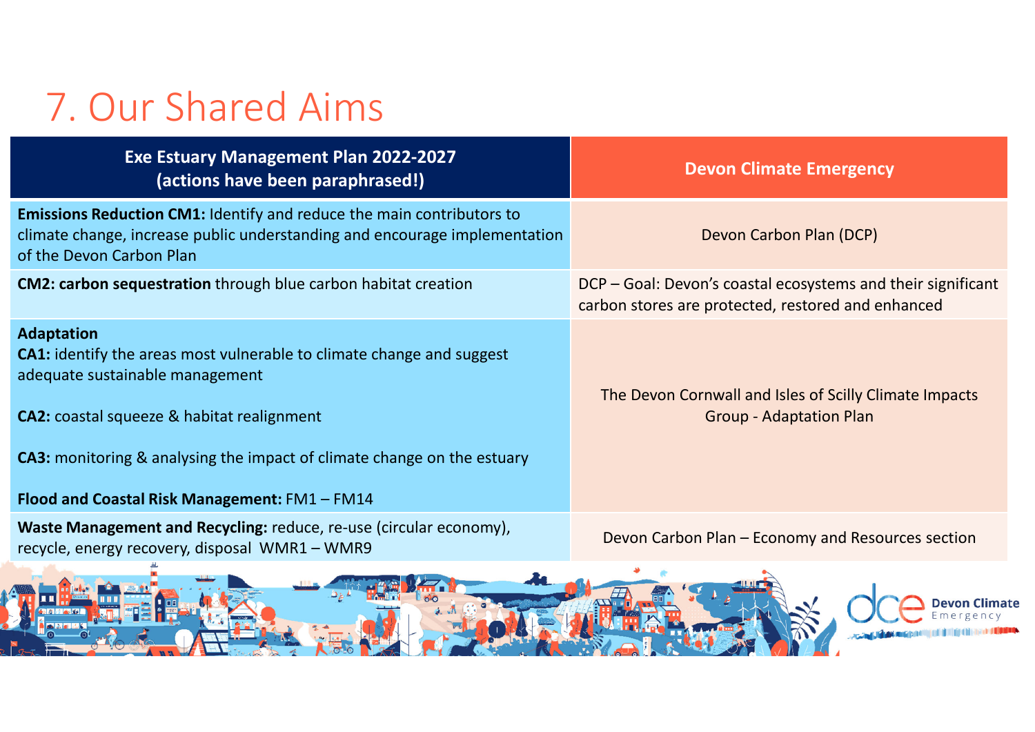# 7. Our Shared Aims

| Exe Estuary Management Plan 2022-2027 (actions have been paraphrased!) | Devon Climate Emergency |
|---|---|
| **Emissions Reduction CM1:** Identify and reduce the main contributors to climate change, increase public understanding and encourage implementation of the Devon Carbon Plan | Devon Carbon Plan (DCP) |
| **CM2: carbon sequestration** through blue carbon habitat creation | DCP – Goal: Devon's coastal ecosystems and their significant carbon stores are protected, restored and enhanced |
| **Adaptation**<br>**CA1:** identify the areas most vulnerable to climate change and suggest adequate sustainable management<br><br>**CA2:** coastal squeeze & habitat realignment<br><br>**CA3:** monitoring & analysing the impact of climate change on the estuary<br><br>**Flood and Coastal Risk Management:** FM1 – FM14 | The Devon Cornwall and Isles of Scilly Climate Impacts Group - Adaptation Plan |
| **Waste Management and Recycling:** reduce, re-use (circular economy), recycle, energy recovery, disposal WMR1 – WMR9 | Devon Carbon Plan – Economy and Resources section |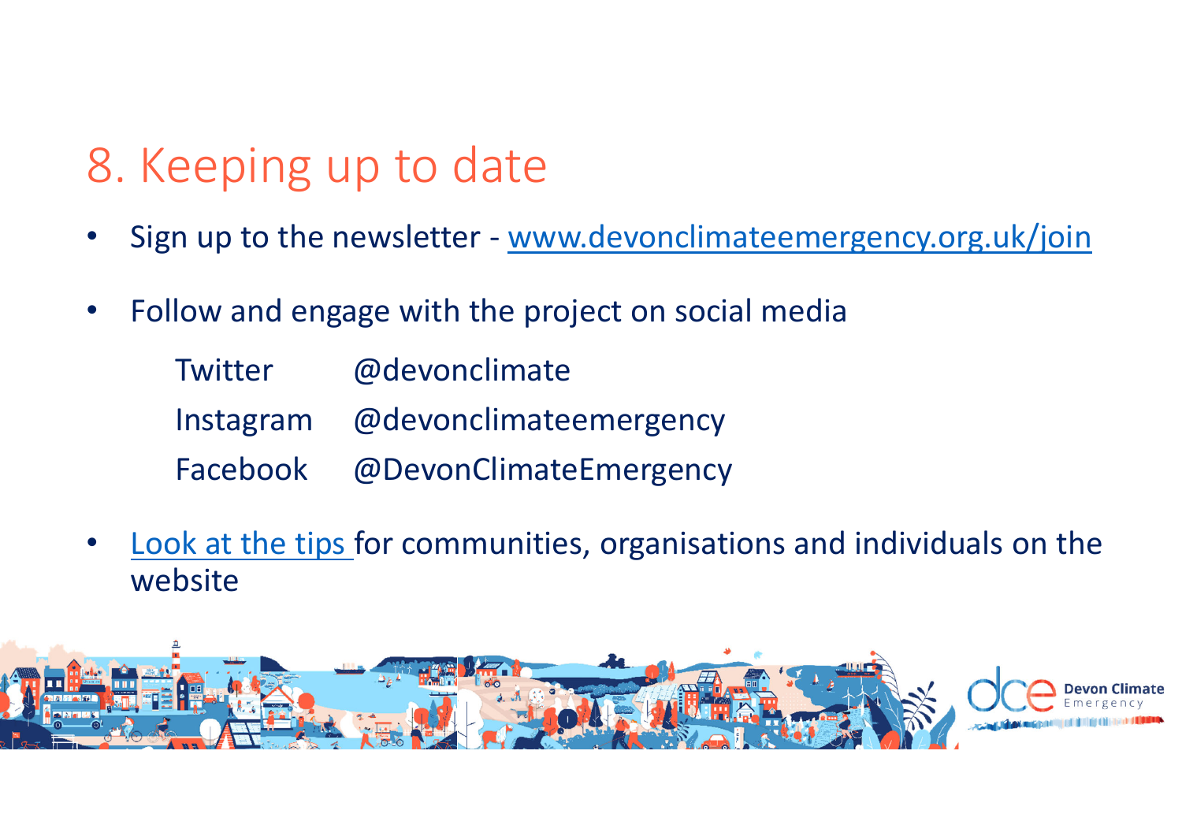# 8. Keeping up to date

- Sign up to the newsletter - www.devonclimateemergency.org.uk/join

- Follow and engage with the project on social media

  Twitter @devonclimate

  Instagram @devonclimateemergency

  Facebook @DevonClimateEmergency

- Look at the tips for communities, organisations and individuals on the website